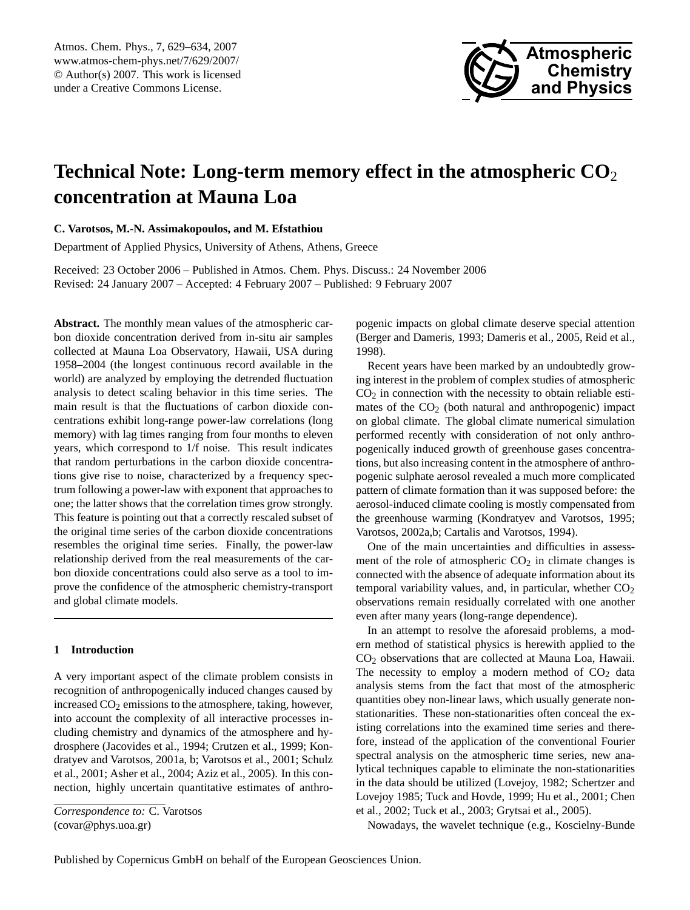# Technical Note: Long-term memory effect in the atmospheric $CO_2$ concentration at Mauna Loa

**C. Varotsos, M.-N. Assimakopoulos, and M. Efstathiou**

Department of Applied Physics, University of Athens, Athens, Greece

Received: 23 October 2006 – Published in Atmos. Chem. Phys. Discuss.: 24 November 2006
Revised: 24 January 2007 – Accepted: 4 February 2007 – Published: 9 February 2007

**Abstract.** The monthly mean values of the atmospheric carbon dioxide concentration derived from in-situ air samples collected at Mauna Loa Observatory, Hawaii, USA during 1958–2004 (the longest continuous record available in the world) are analyzed by employing the detrended fluctuation analysis to detect scaling behavior in this time series. The main result is that the fluctuations of carbon dioxide concentrations exhibit long-range power-law correlations (long memory) with lag times ranging from four months to eleven years, which correspond to 1/f noise. This result indicates that random perturbations in the carbon dioxide concentrations give rise to noise, characterized by a frequency spectrum following a power-law with exponent that approaches to one; the latter shows that the correlation times grow strongly. This feature is pointing out that a correctly rescaled subset of the original time series of the carbon dioxide concentrations resembles the original time series. Finally, the power-law relationship derived from the real measurements of the carbon dioxide concentrations could also serve as a tool to improve the confidence of the atmospheric chemistry-transport and global climate models.

## 1 Introduction

A very important aspect of the climate problem consists in recognition of anthropogenically induced changes caused by increased $CO_2$ emissions to the atmosphere, taking, however, into account the complexity of all interactive processes including chemistry and dynamics of the atmosphere and hydrosphere (Jacovides et al., 1994; Crutzen et al., 1999; Kondratyev and Varotsos, 2001a, b; Varotsos et al., 2001; Schulz et al., 2001; Asher et al., 2004; Aziz et al., 2005). In this connection, highly uncertain quantitative estimates of anthropogenic impacts on global climate deserve special attention (Berger and Dameris, 1993; Dameris et al., 2005, Reid et al., 1998).

Recent years have been marked by an undoubtedly growing interest in the problem of complex studies of atmospheric $CO_2$ in connection with the necessity to obtain reliable estimates of the $CO_2$ (both natural and anthropogenic) impact on global climate. The global climate numerical simulation performed recently with consideration of not only anthropogenically induced growth of greenhouse gases concentrations, but also increasing content in the atmosphere of anthropogenic sulphate aerosol revealed a much more complicated pattern of climate formation than it was supposed before: the aerosol-induced climate cooling is mostly compensated from the greenhouse warming (Kondratyev and Varotsos, 1995; Varotsos, 2002a,b; Cartalis and Varotsos, 1994).

One of the main uncertainties and difficulties in assessment of the role of atmospheric $CO_2$ in climate changes is connected with the absence of adequate information about its temporal variability values, and, in particular, whether $CO_2$ observations remain residually correlated with one another even after many years (long-range dependence).

In an attempt to resolve the aforesaid problems, a modern method of statistical physics is herewith applied to the $CO_2$ observations that are collected at Mauna Loa, Hawaii. The necessity to employ a modern method of $CO_2$ data analysis stems from the fact that most of the atmospheric quantities obey non-linear laws, which usually generate non-stationarities. These non-stationarities often conceal the existing correlations into the examined time series and therefore, instead of the application of the conventional Fourier spectral analysis on the atmospheric time series, new analytical techniques capable to eliminate the non-stationarities in the data should be utilized (Lovejoy, 1982; Schertzer and Lovejoy 1985; Tuck and Hovde, 1999; Hu et al., 2001; Chen et al., 2002; Tuck et al., 2003; Grytsai et al., 2005).

Nowadays, the wavelet technique (e.g., Koscielny-Bunde

*Correspondence to:* C. Varotsos
(covar@phys.uoa.gr)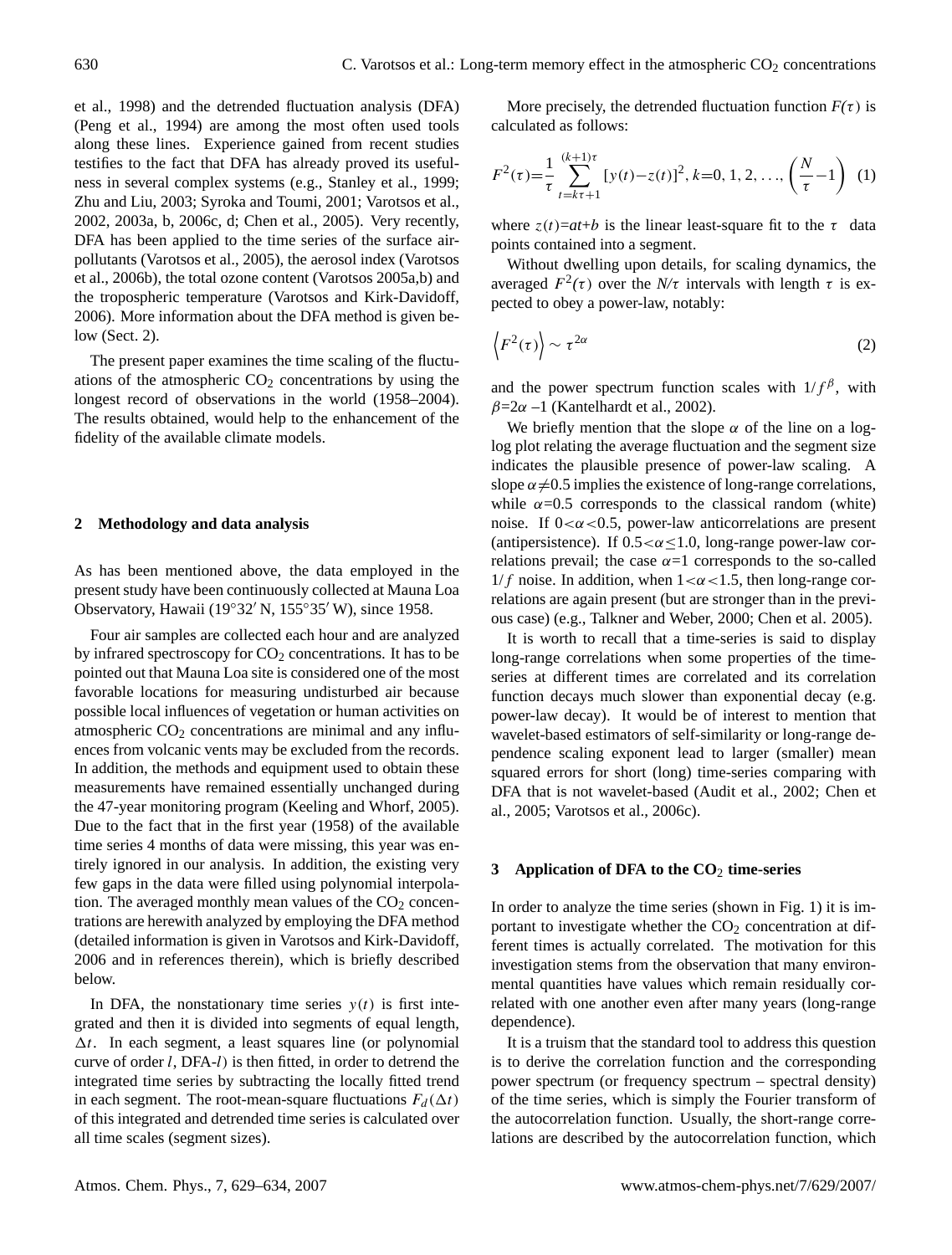et al., 1998) and the detrended fluctuation analysis (DFA) (Peng et al., 1994) are among the most often used tools along these lines. Experience gained from recent studies testifies to the fact that DFA has already proved its usefulness in several complex systems (e.g., Stanley et al., 1999; Zhu and Liu, 2003; Syroka and Toumi, 2001; Varotsos et al., 2002, 2003a, b, 2006c, d; Chen et al., 2005). Very recently, DFA has been applied to the time series of the surface air-pollutants (Varotsos et al., 2005), the aerosol index (Varotsos et al., 2006b), the total ozone content (Varotsos 2005a,b) and the tropospheric temperature (Varotsos and Kirk-Davidoff, 2006). More information about the DFA method is given below (Sect. 2).

The present paper examines the time scaling of the fluctuations of the atmospheric $CO_2$ concentrations by using the longest record of observations in the world (1958–2004). The results obtained, would help to the enhancement of the fidelity of the available climate models.

## 2 Methodology and data analysis

As has been mentioned above, the data employed in the present study have been continuously collected at Mauna Loa Observatory, Hawaii (19°32′ N, 155°35′ W), since 1958.

Four air samples are collected each hour and are analyzed by infrared spectroscopy for $CO_2$ concentrations. It has to be pointed out that Mauna Loa site is considered one of the most favorable locations for measuring undisturbed air because possible local influences of vegetation or human activities on atmospheric $CO_2$ concentrations are minimal and any influences from volcanic vents may be excluded from the records. In addition, the methods and equipment used to obtain these measurements have remained essentially unchanged during the 47-year monitoring program (Keeling and Whorf, 2005). Due to the fact that in the first year (1958) of the available time series 4 months of data were missing, this year was entirely ignored in our analysis. In addition, the existing very few gaps in the data were filled using polynomial interpolation. The averaged monthly mean values of the $CO_2$ concentrations are herewith analyzed by employing the DFA method (detailed information is given in Varotsos and Kirk-Davidoff, 2006 and in references therein), which is briefly described below.

In DFA, the nonstationary time series $y(t)$ is first integrated and then it is divided into segments of equal length, $\Delta t$. In each segment, a least squares line (or polynomial curve of order $l$, DFA-$l$) is then fitted, in order to detrend the integrated time series by subtracting the locally fitted trend in each segment. The root-mean-square fluctuations $F_d(\Delta t)$ of this integrated and detrended time series is calculated over all time scales (segment sizes).

More precisely, the detrended fluctuation function $F(\tau)$ is calculated as follows:

$$F^2(\tau)=\frac{1}{\tau}\sum_{t=k\tau+1}^{(k+1)\tau}[y(t)-z(t)]^2,\ k=0,1,2,\ldots,\left(\frac{N}{\tau}-1\right) \quad (1)$$

where $z(t)=at+b$ is the linear least-square fit to the $\tau$ data points contained into a segment.

Without dwelling upon details, for scaling dynamics, the averaged $F^2(\tau)$ over the $N/\tau$ intervals with length $\tau$ is expected to obey a power-law, notably:

$$\left\langle F^2(\tau)\right\rangle \sim \tau^{2\alpha} \quad (2)$$

and the power spectrum function scales with $1/f^{\beta}$, with $\beta=2\alpha-1$ (Kantelhardt et al., 2002).

We briefly mention that the slope $\alpha$ of the line on a log-log plot relating the average fluctuation and the segment size indicates the plausible presence of power-law scaling. A slope $\alpha\neq0.5$ implies the existence of long-range correlations, while $\alpha=0.5$ corresponds to the classical random (white) noise. If $0<\alpha<0.5$, power-law anticorrelations are present (antipersistence). If $0.5<\alpha\leq1.0$, long-range power-law correlations prevail; the case $\alpha=1$ corresponds to the so-called $1/f$ noise. In addition, when $1<\alpha<1.5$, then long-range correlations are again present (but are stronger than in the previous case) (e.g., Talkner and Weber, 2000; Chen et al. 2005).

It is worth to recall that a time-series is said to display long-range correlations when some properties of the time-series at different times are correlated and its correlation function decays much slower than exponential decay (e.g. power-law decay). It would be of interest to mention that wavelet-based estimators of self-similarity or long-range dependence scaling exponent lead to larger (smaller) mean squared errors for short (long) time-series comparing with DFA that is not wavelet-based (Audit et al., 2002; Chen et al., 2005; Varotsos et al., 2006c).

## 3 Application of DFA to the $CO_2$ time-series

In order to analyze the time series (shown in Fig. 1) it is important to investigate whether the $CO_2$ concentration at different times is actually correlated. The motivation for this investigation stems from the observation that many environmental quantities have values which remain residually correlated with one another even after many years (long-range dependence).

It is a truism that the standard tool to address this question is to derive the correlation function and the corresponding power spectrum (or frequency spectrum – spectral density) of the time series, which is simply the Fourier transform of the autocorrelation function. Usually, the short-range correlations are described by the autocorrelation function, which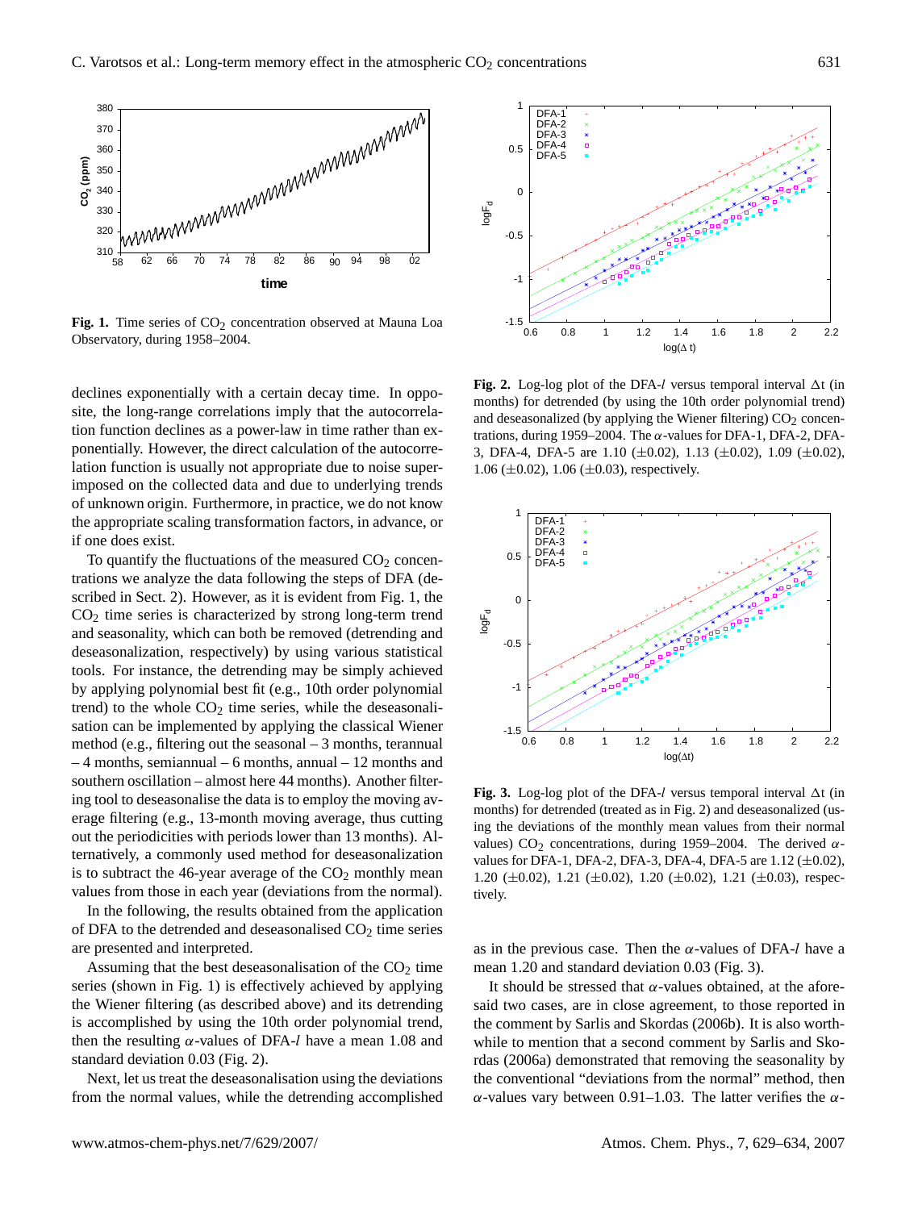Fig. 1. Time series of $CO_2$ concentration observed at Mauna Loa Observatory, during 1958–2004.

declines exponentially with a certain decay time. In opposite, the long-range correlations imply that the autocorrelation function declines as a power-law in time rather than exponentially. However, the direct calculation of the autocorrelation function is usually not appropriate due to noise superimposed on the collected data and due to underlying trends of unknown origin. Furthermore, in practice, we do not know the appropriate scaling transformation factors, in advance, or if one does exist.

To quantify the fluctuations of the measured $CO_2$ concentrations we analyze the data following the steps of DFA (described in Sect. 2). However, as it is evident from Fig. 1, the $CO_2$ time series is characterized by strong long-term trend and seasonality, which can both be removed (detrending and deseasonalization, respectively) by using various statistical tools. For instance, the detrending may be simply achieved by applying polynomial best fit (e.g., 10th order polynomial trend) to the whole $CO_2$ time series, while the deseasonalisation can be implemented by applying the classical Wiener method (e.g., filtering out the seasonal – 3 months, terannual – 4 months, semiannual – 6 months, annual – 12 months and southern oscillation – almost here 44 months). Another filtering tool to deseasonalise the data is to employ the moving average filtering (e.g., 13-month moving average, thus cutting out the periodicities with periods lower than 13 months). Alternatively, a commonly used method for deseasonalization is to subtract the 46-year average of the $CO_2$ monthly mean values from those in each year (deviations from the normal).

In the following, the results obtained from the application of DFA to the detrended and deseasonalised $CO_2$ time series are presented and interpreted.

Assuming that the best deseasonalisation of the $CO_2$ time series (shown in Fig. 1) is effectively achieved by applying the Wiener filtering (as described above) and its detrending is accomplished by using the 10th order polynomial trend, then the resulting $\alpha$-values of DFA-$l$ have a mean 1.08 and standard deviation 0.03 (Fig. 2).

Next, let us treat the deseasonalisation using the deviations from the normal values, while the detrending accomplished

Fig. 2. Log-log plot of the DFA-$l$ versus temporal interval $\Delta t$ (in months) for detrended (by using the 10th order polynomial trend) and deseasonalized (by applying the Wiener filtering) $CO_2$ concentrations, during 1959–2004. The $\alpha$-values for DFA-1, DFA-2, DFA-3, DFA-4, DFA-5 are 1.10 ($\pm$0.02), 1.13 ($\pm$0.02), 1.09 ($\pm$0.02), 1.06 ($\pm$0.02), 1.06 ($\pm$0.03), respectively.

Fig. 3. Log-log plot of the DFA-$l$ versus temporal interval $\Delta t$ (in months) for detrended (treated as in Fig. 2) and deseasonalized (using the deviations of the monthly mean values from their normal values) $CO_2$ concentrations, during 1959–2004. The derived $\alpha$-values for DFA-1, DFA-2, DFA-3, DFA-4, DFA-5 are 1.12 ($\pm$0.02), 1.20 ($\pm$0.02), 1.21 ($\pm$0.02), 1.20 ($\pm$0.02), 1.21 ($\pm$0.03), respectively.

as in the previous case. Then the $\alpha$-values of DFA-$l$ have a mean 1.20 and standard deviation 0.03 (Fig. 3).

It should be stressed that $\alpha$-values obtained, at the aforesaid two cases, are in close agreement, to those reported in the comment by Sarlis and Skordas (2006b). It is also worthwhile to mention that a second comment by Sarlis and Skordas (2006a) demonstrated that removing the seasonality by the conventional "deviations from the normal" method, then $\alpha$-values vary between 0.91–1.03. The latter verifies the $\alpha$-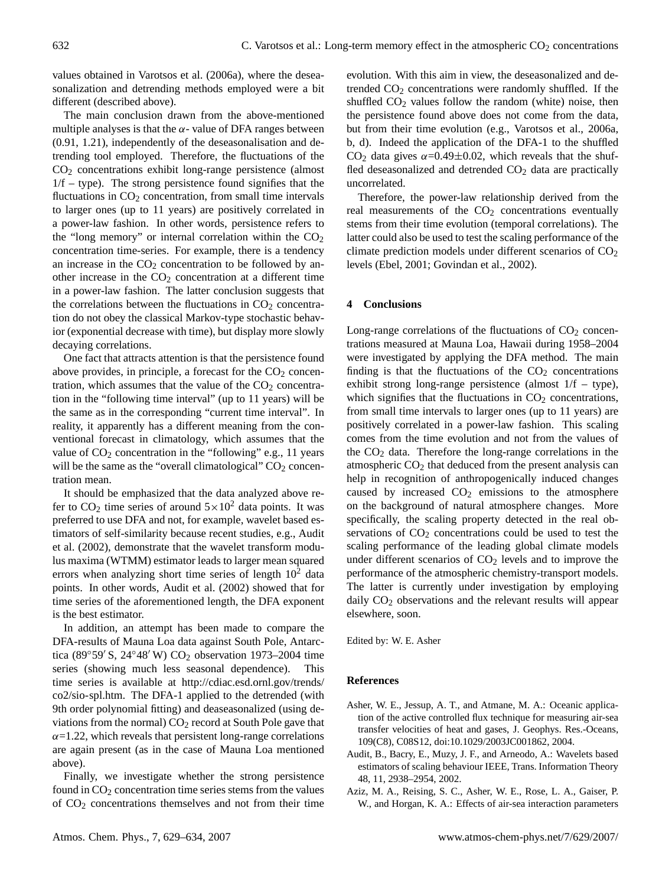values obtained in Varotsos et al. (2006a), where the deseasonalization and detrending methods employed were a bit different (described above).

The main conclusion drawn from the above-mentioned multiple analyses is that the $\alpha$- value of DFA ranges between (0.91, 1.21), independently of the deseasonalisation and detrending tool employed. Therefore, the fluctuations of the $CO_2$ concentrations exhibit long-range persistence (almost 1/f – type). The strong persistence found signifies that the fluctuations in $CO_2$ concentration, from small time intervals to larger ones (up to 11 years) are positively correlated in a power-law fashion. In other words, persistence refers to the "long memory" or internal correlation within the $CO_2$ concentration time-series. For example, there is a tendency an increase in the $CO_2$ concentration to be followed by another increase in the $CO_2$ concentration at a different time in a power-law fashion. The latter conclusion suggests that the correlations between the fluctuations in $CO_2$ concentration do not obey the classical Markov-type stochastic behavior (exponential decrease with time), but display more slowly decaying correlations.

One fact that attracts attention is that the persistence found above provides, in principle, a forecast for the $CO_2$ concentration, which assumes that the value of the $CO_2$ concentration in the "following time interval" (up to 11 years) will be the same as in the corresponding "current time interval". In reality, it apparently has a different meaning from the conventional forecast in climatology, which assumes that the value of $CO_2$ concentration in the "following" e.g., 11 years will be the same as the "overall climatological" $CO_2$ concentration mean.

It should be emphasized that the data analyzed above refer to $CO_2$ time series of around $5\times10^2$ data points. It was preferred to use DFA and not, for example, wavelet based estimators of self-similarity because recent studies, e.g., Audit et al. (2002), demonstrate that the wavelet transform modulus maxima (WTMM) estimator leads to larger mean squared errors when analyzing short time series of length $10^2$ data points. In other words, Audit et al. (2002) showed that for time series of the aforementioned length, the DFA exponent is the best estimator.

In addition, an attempt has been made to compare the DFA-results of Mauna Loa data against South Pole, Antarctica (89°59′ S, 24°48′ W) $CO_2$ observation 1973–2004 time series (showing much less seasonal dependence). This time series is available at http://cdiac.esd.ornl.gov/trends/co2/sio-spl.htm. The DFA-1 applied to the detrended (with 9th order polynomial fitting) and deaseasonalized (using deviations from the normal) $CO_2$ record at South Pole gave that $\alpha$=1.22, which reveals that persistent long-range correlations are again present (as in the case of Mauna Loa mentioned above).

Finally, we investigate whether the strong persistence found in $CO_2$ concentration time series stems from the values of $CO_2$ concentrations themselves and not from their time evolution. With this aim in view, the deseasonalized and detrended $CO_2$ concentrations were randomly shuffled. If the shuffled $CO_2$ values follow the random (white) noise, then the persistence found above does not come from the data, but from their time evolution (e.g., Varotsos et al., 2006a, b, d). Indeed the application of the DFA-1 to the shuffled $CO_2$ data gives $\alpha$=0.49±0.02, which reveals that the shuffled deseasonalized and detrended $CO_2$ data are practically uncorrelated.

Therefore, the power-law relationship derived from the real measurements of the $CO_2$ concentrations eventually stems from their time evolution (temporal correlations). The latter could also be used to test the scaling performance of the climate prediction models under different scenarios of $CO_2$ levels (Ebel, 2001; Govindan et al., 2002).

## 4 Conclusions

Long-range correlations of the fluctuations of $CO_2$ concentrations measured at Mauna Loa, Hawaii during 1958–2004 were investigated by applying the DFA method. The main finding is that the fluctuations of the $CO_2$ concentrations exhibit strong long-range persistence (almost 1/f – type), which signifies that the fluctuations in $CO_2$ concentrations, from small time intervals to larger ones (up to 11 years) are positively correlated in a power-law fashion. This scaling comes from the time evolution and not from the values of the $CO_2$ data. Therefore the long-range correlations in the atmospheric $CO_2$ that deduced from the present analysis can help in recognition of anthropogenically induced changes caused by increased $CO_2$ emissions to the atmosphere on the background of natural atmosphere changes. More specifically, the scaling property detected in the real observations of $CO_2$ concentrations could be used to test the scaling performance of the leading global climate models under different scenarios of $CO_2$ levels and to improve the performance of the atmospheric chemistry-transport models. The latter is currently under investigation by employing daily $CO_2$ observations and the relevant results will appear elsewhere, soon.

Edited by: W. E. Asher

## References

Asher, W. E., Jessup, A. T., and Atmane, M. A.: Oceanic application of the active controlled flux technique for measuring air-sea transfer velocities of heat and gases, J. Geophys. Res.-Oceans, 109(C8), C08S12, doi:10.1029/2003JC001862, 2004.

Audit, B., Bacry, E., Muzy, J. F., and Arneodo, A.: Wavelets based estimators of scaling behaviour IEEE, Trans. Information Theory 48, 11, 2938–2954, 2002.

Aziz, M. A., Reising, S. C., Asher, W. E., Rose, L. A., Gaiser, P. W., and Horgan, K. A.: Effects of air-sea interaction parameters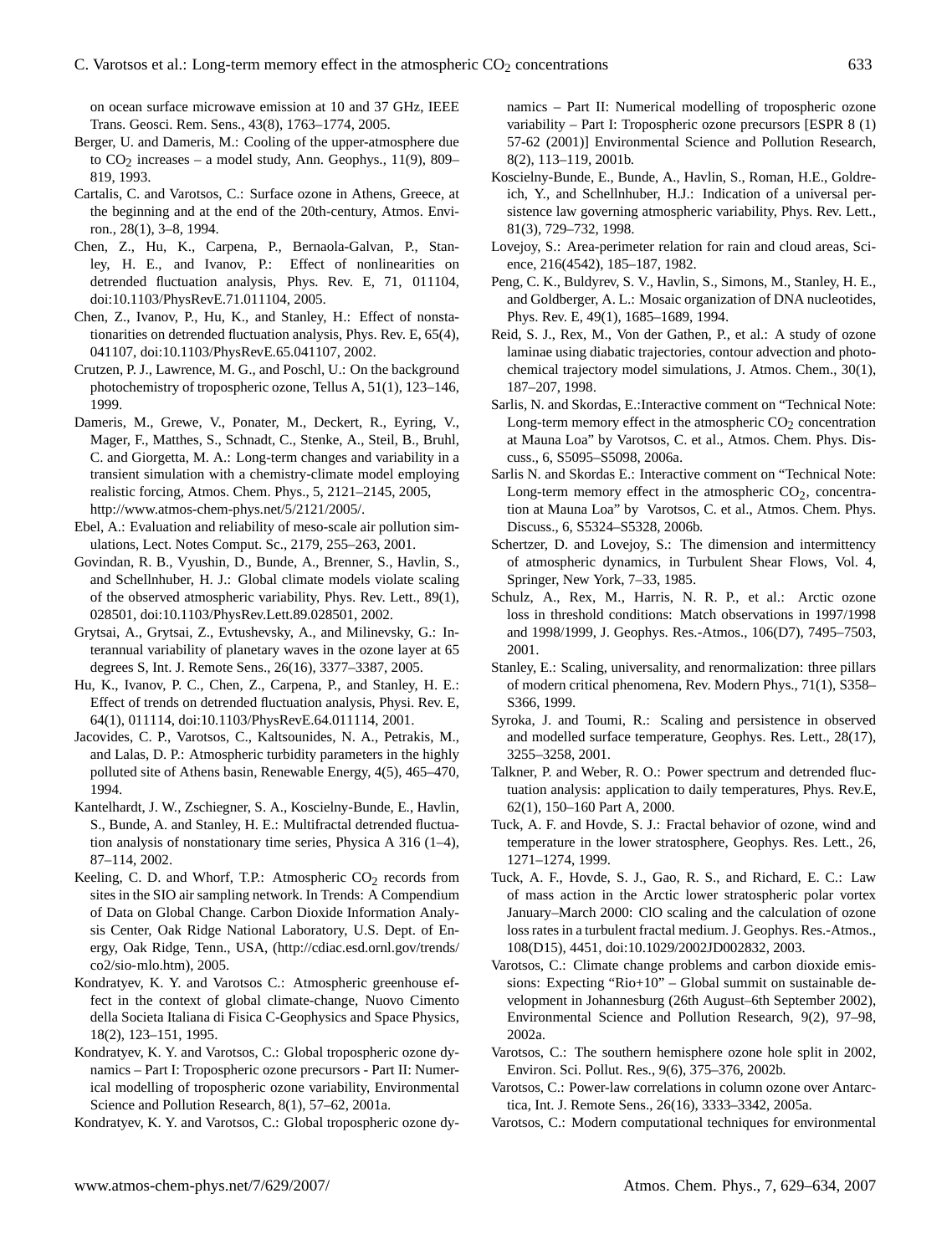on ocean surface microwave emission at 10 and 37 GHz, IEEE Trans. Geosci. Rem. Sens., 43(8), 1763–1774, 2005.

Berger, U. and Dameris, M.: Cooling of the upper-atmosphere due to $CO_2$ increases – a model study, Ann. Geophys., 11(9), 809–819, 1993.

Cartalis, C. and Varotsos, C.: Surface ozone in Athens, Greece, at the beginning and at the end of the 20th-century, Atmos. Environ., 28(1), 3–8, 1994.

Chen, Z., Hu, K., Carpena, P., Bernaola-Galvan, P., Stanley, H. E., and Ivanov, P.: Effect of nonlinearities on detrended fluctuation analysis, Phys. Rev. E, 71, 011104, doi:10.1103/PhysRevE.71.011104, 2005.

Chen, Z., Ivanov, P., Hu, K., and Stanley, H.: Effect of nonstationarities on detrended fluctuation analysis, Phys. Rev. E, 65(4), 041107, doi:10.1103/PhysRevE.65.041107, 2002.

Crutzen, P. J., Lawrence, M. G., and Poschl, U.: On the background photochemistry of tropospheric ozone, Tellus A, 51(1), 123–146, 1999.

Dameris, M., Grewe, V., Ponater, M., Deckert, R., Eyring, V., Mager, F., Matthes, S., Schnadt, C., Stenke, A., Steil, B., Bruhl, C. and Giorgetta, M. A.: Long-term changes and variability in a transient simulation with a chemistry-climate model employing realistic forcing, Atmos. Chem. Phys., 5, 2121–2145, 2005, http://www.atmos-chem-phys.net/5/2121/2005/.

Ebel, A.: Evaluation and reliability of meso-scale air pollution simulations, Lect. Notes Comput. Sc., 2179, 255–263, 2001.

Govindan, R. B., Vyushin, D., Bunde, A., Brenner, S., Havlin, S., and Schellnhuber, H. J.: Global climate models violate scaling of the observed atmospheric variability, Phys. Rev. Lett., 89(1), 028501, doi:10.1103/PhysRev.Lett.89.028501, 2002.

Grytsai, A., Grytsai, Z., Evtushevsky, A., and Milinevsky, G.: Interannual variability of planetary waves in the ozone layer at 65 degrees S, Int. J. Remote Sens., 26(16), 3377–3387, 2005.

Hu, K., Ivanov, P. C., Chen, Z., Carpena, P., and Stanley, H. E.: Effect of trends on detrended fluctuation analysis, Physi. Rev. E, 64(1), 011114, doi:10.1103/PhysRevE.64.011114, 2001.

Jacovides, C. P., Varotsos, C., Kaltsounides, N. A., Petrakis, M., and Lalas, D. P.: Atmospheric turbidity parameters in the highly polluted site of Athens basin, Renewable Energy, 4(5), 465–470, 1994.

Kantelhardt, J. W., Zschiegner, S. A., Koscielny-Bunde, E., Havlin, S., Bunde, A. and Stanley, H. E.: Multifractal detrended fluctuation analysis of nonstationary time series, Physica A 316 (1–4), 87–114, 2002.

Keeling, C. D. and Whorf, T.P.: Atmospheric $CO_2$ records from sites in the SIO air sampling network. In Trends: A Compendium of Data on Global Change. Carbon Dioxide Information Analysis Center, Oak Ridge National Laboratory, U.S. Dept. of Energy, Oak Ridge, Tenn., USA, (http://cdiac.esd.ornl.gov/trends/co2/sio-mlo.htm), 2005.

Kondratyev, K. Y. and Varotsos C.: Atmospheric greenhouse effect in the context of global climate-change, Nuovo Cimento della Societa Italiana di Fisica C-Geophysics and Space Physics, 18(2), 123–151, 1995.

Kondratyev, K. Y. and Varotsos, C.: Global tropospheric ozone dynamics – Part I: Tropospheric ozone precursors - Part II: Numerical modelling of tropospheric ozone variability, Environmental Science and Pollution Research, 8(1), 57–62, 2001a.

Kondratyev, K. Y. and Varotsos, C.: Global tropospheric ozone dynamics – Part II: Numerical modelling of tropospheric ozone variability – Part I: Tropospheric ozone precursors [ESPR 8 (1) 57-62 (2001)] Environmental Science and Pollution Research, 8(2), 113–119, 2001b.

Koscielny-Bunde, E., Bunde, A., Havlin, S., Roman, H.E., Goldreich, Y., and Schellnhuber, H.J.: Indication of a universal persistence law governing atmospheric variability, Phys. Rev. Lett., 81(3), 729–732, 1998.

Lovejoy, S.: Area-perimeter relation for rain and cloud areas, Science, 216(4542), 185–187, 1982.

Peng, C. K., Buldyrev, S. V., Havlin, S., Simons, M., Stanley, H. E., and Goldberger, A. L.: Mosaic organization of DNA nucleotides, Phys. Rev. E, 49(1), 1685–1689, 1994.

Reid, S. J., Rex, M., Von der Gathen, P., et al.: A study of ozone laminae using diabatic trajectories, contour advection and photochemical trajectory model simulations, J. Atmos. Chem., 30(1), 187–207, 1998.

Sarlis, N. and Skordas, E.:Interactive comment on "Technical Note: Long-term memory effect in the atmospheric $CO_2$ concentration at Mauna Loa" by Varotsos, C. et al., Atmos. Chem. Phys. Discuss., 6, S5095–S5098, 2006a.

Sarlis N. and Skordas E.: Interactive comment on "Technical Note: Long-term memory effect in the atmospheric $CO_2$, concentration at Mauna Loa" by Varotsos, C. et al., Atmos. Chem. Phys. Discuss., 6, S5324–S5328, 2006b.

Schertzer, D. and Lovejoy, S.: The dimension and intermittency of atmospheric dynamics, in Turbulent Shear Flows, Vol. 4, Springer, New York, 7–33, 1985.

Schulz, A., Rex, M., Harris, N. R. P., et al.: Arctic ozone loss in threshold conditions: Match observations in 1997/1998 and 1998/1999, J. Geophys. Res.-Atmos., 106(D7), 7495–7503, 2001.

Stanley, E.: Scaling, universality, and renormalization: three pillars of modern critical phenomena, Rev. Modern Phys., 71(1), S358–S366, 1999.

Syroka, J. and Toumi, R.: Scaling and persistence in observed and modelled surface temperature, Geophys. Res. Lett., 28(17), 3255–3258, 2001.

Talkner, P. and Weber, R. O.: Power spectrum and detrended fluctuation analysis: application to daily temperatures, Phys. Rev.E, 62(1), 150–160 Part A, 2000.

Tuck, A. F. and Hovde, S. J.: Fractal behavior of ozone, wind and temperature in the lower stratosphere, Geophys. Res. Lett., 26, 1271–1274, 1999.

Tuck, A. F., Hovde, S. J., Gao, R. S., and Richard, E. C.: Law of mass action in the Arctic lower stratospheric polar vortex January–March 2000: ClO scaling and the calculation of ozone loss rates in a turbulent fractal medium. J. Geophys. Res.-Atmos., 108(D15), 4451, doi:10.1029/2002JD002832, 2003.

Varotsos, C.: Climate change problems and carbon dioxide emissions: Expecting "Rio+10" – Global summit on sustainable development in Johannesburg (26th August–6th September 2002), Environmental Science and Pollution Research, 9(2), 97–98, 2002a.

Varotsos, C.: The southern hemisphere ozone hole split in 2002, Environ. Sci. Pollut. Res., 9(6), 375–376, 2002b.

Varotsos, C.: Power-law correlations in column ozone over Antarctica, Int. J. Remote Sens., 26(16), 3333–3342, 2005a.

Varotsos, C.: Modern computational techniques for environmental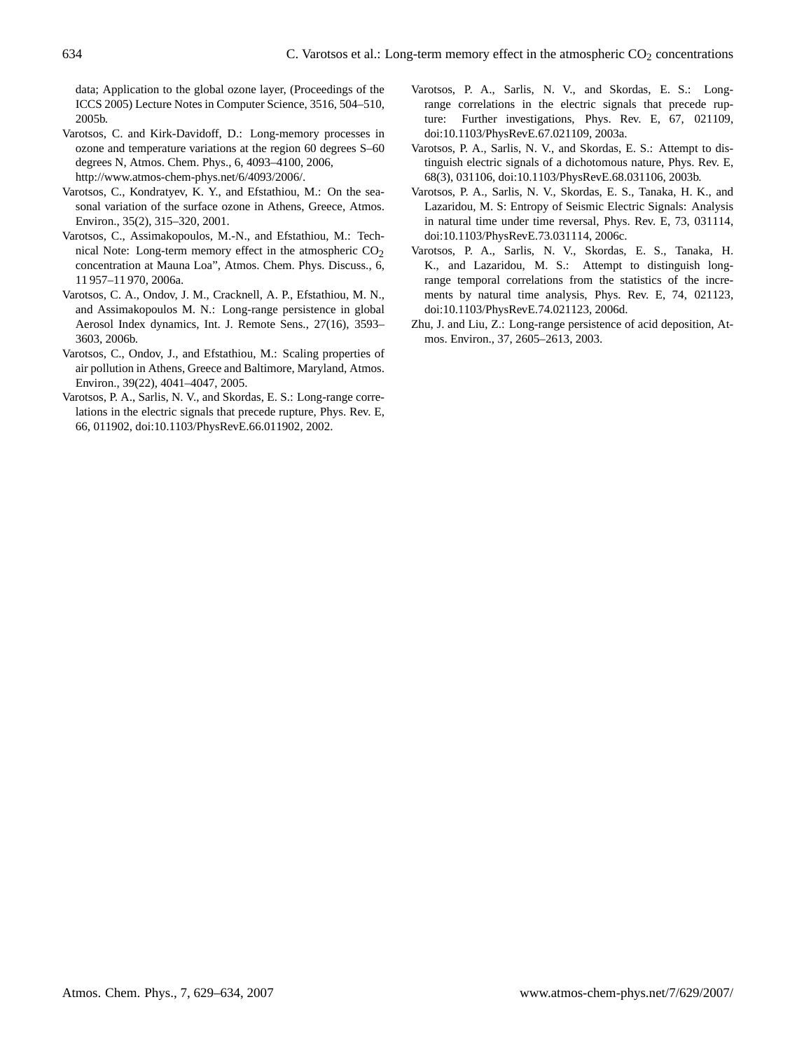data; Application to the global ozone layer, (Proceedings of the ICCS 2005) Lecture Notes in Computer Science, 3516, 504–510, 2005b.

Varotsos, C. and Kirk-Davidoff, D.: Long-memory processes in ozone and temperature variations at the region 60 degrees S–60 degrees N, Atmos. Chem. Phys., 6, 4093–4100, 2006, http://www.atmos-chem-phys.net/6/4093/2006/.

Varotsos, C., Kondratyev, K. Y., and Efstathiou, M.: On the seasonal variation of the surface ozone in Athens, Greece, Atmos. Environ., 35(2), 315–320, 2001.

Varotsos, C., Assimakopoulos, M.-N., and Efstathiou, M.: Technical Note: Long-term memory effect in the atmospheric $CO_2$ concentration at Mauna Loa", Atmos. Chem. Phys. Discuss., 6, 11 957–11 970, 2006a.

Varotsos, C. A., Ondov, J. M., Cracknell, A. P., Efstathiou, M. N., and Assimakopoulos M. N.: Long-range persistence in global Aerosol Index dynamics, Int. J. Remote Sens., 27(16), 3593–3603, 2006b.

Varotsos, C., Ondov, J., and Efstathiou, M.: Scaling properties of air pollution in Athens, Greece and Baltimore, Maryland, Atmos. Environ., 39(22), 4041–4047, 2005.

Varotsos, P. A., Sarlis, N. V., and Skordas, E. S.: Long-range correlations in the electric signals that precede rupture, Phys. Rev. E, 66, 011902, doi:10.1103/PhysRevE.66.011902, 2002.

Varotsos, P. A., Sarlis, N. V., and Skordas, E. S.: Long-range correlations in the electric signals that precede rupture: Further investigations, Phys. Rev. E, 67, 021109, doi:10.1103/PhysRevE.67.021109, 2003a.

Varotsos, P. A., Sarlis, N. V., and Skordas, E. S.: Attempt to distinguish electric signals of a dichotomous nature, Phys. Rev. E, 68(3), 031106, doi:10.1103/PhysRevE.68.031106, 2003b.

Varotsos, P. A., Sarlis, N. V., Skordas, E. S., Tanaka, H. K., and Lazaridou, M. S: Entropy of Seismic Electric Signals: Analysis in natural time under time reversal, Phys. Rev. E, 73, 031114, doi:10.1103/PhysRevE.73.031114, 2006c.

Varotsos, P. A., Sarlis, N. V., Skordas, E. S., Tanaka, H. K., and Lazaridou, M. S.: Attempt to distinguish long-range temporal correlations from the statistics of the increments by natural time analysis, Phys. Rev. E, 74, 021123, doi:10.1103/PhysRevE.74.021123, 2006d.

Zhu, J. and Liu, Z.: Long-range persistence of acid deposition, Atmos. Environ., 37, 2605–2613, 2003.